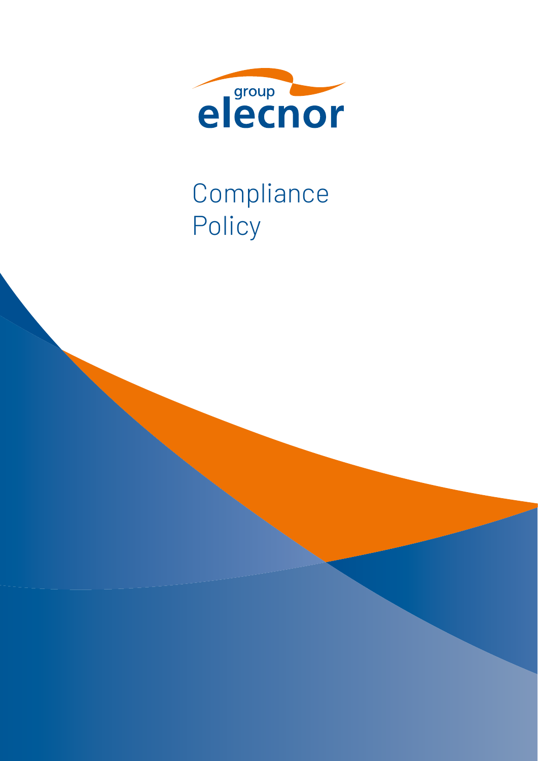group elecnor

# Compliance Policy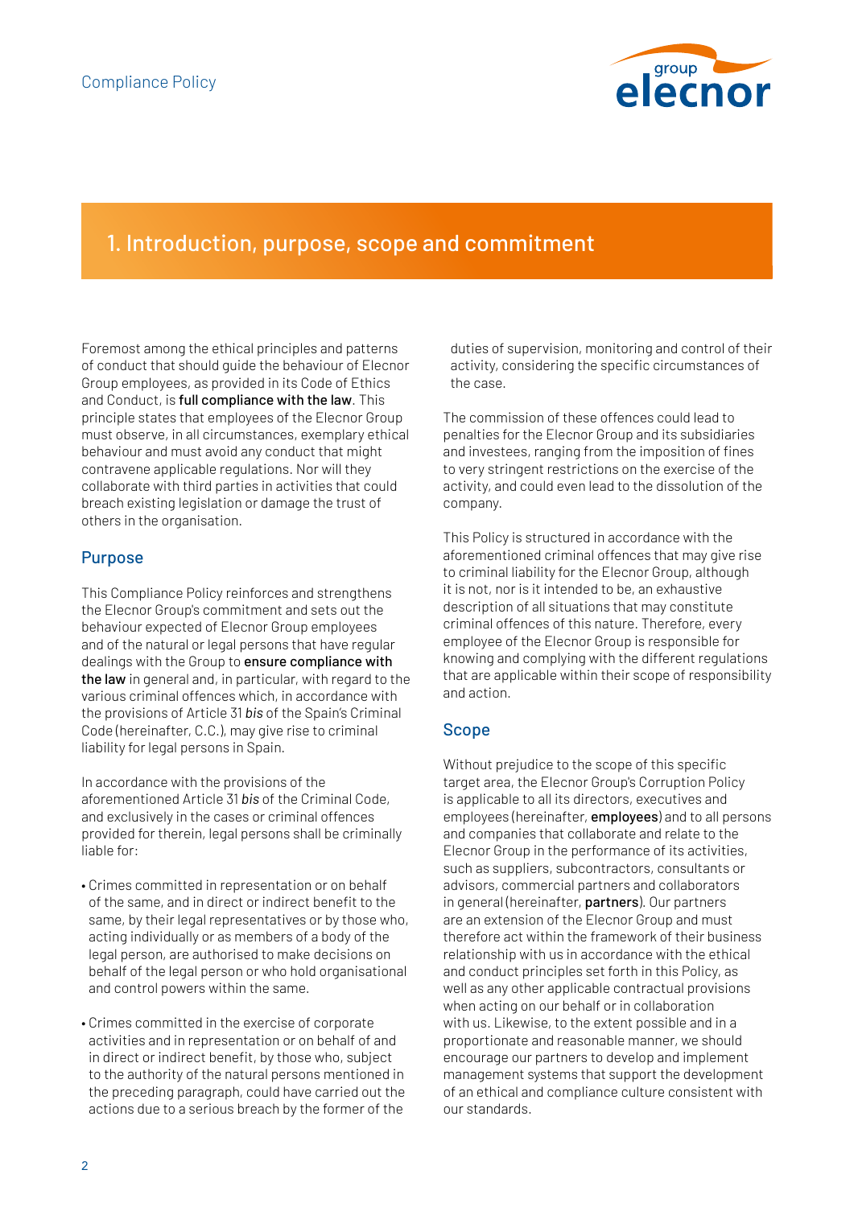# 1. Introduction, purpose, scope and commitment

Foremost among the ethical principles and patterns of conduct that should guide the behaviour of Elecnor Group employees, as provided in its Code of Ethics and Conduct, is **full compliance with the law**. This principle states that employees of the Elecnor Group must observe, in all circumstances, exemplary ethical behaviour and must avoid any conduct that might contravene applicable regulations. Nor will they collaborate with third parties in activities that could breach existing legislation or damage the trust of others in the organisation.

## Purpose

This Compliance Policy reinforces and strengthens the Elecnor Group's commitment and sets out the behaviour expected of Elecnor Group employees and of the natural or legal persons that have regular dealings with the Group to **ensure compliance with the law** in general and, in particular, with regard to the various criminal offences which, in accordance with the provisions of Article 31 *bis* of the Spain's Criminal Code (hereinafter, C.C.), may give rise to criminal liability for legal persons in Spain.

In accordance with the provisions of the aforementioned Article 31 *bis* of the Criminal Code, and exclusively in the cases or criminal offences provided for therein, legal persons shall be criminally liable for:

- Crimes committed in representation or on behalf of the same, and in direct or indirect benefit to the same, by their legal representatives or by those who, acting individually or as members of a body of the legal person, are authorised to make decisions on behalf of the legal person or who hold organisational and control powers within the same.
- Crimes committed in the exercise of corporate activities and in representation or on behalf of and in direct or indirect benefit, by those who, subject to the authority of the natural persons mentioned in the preceding paragraph, could have carried out the actions due to a serious breach by the former of the duties of supervision, monitoring and control of their activity, considering the specific circumstances of the case.

The commission of these offences could lead to penalties for the Elecnor Group and its subsidiaries and investees, ranging from the imposition of fines to very stringent restrictions on the exercise of the activity, and could even lead to the dissolution of the company.

This Policy is structured in accordance with the aforementioned criminal offences that may give rise to criminal liability for the Elecnor Group, although it is not, nor is it intended to be, an exhaustive description of all situations that may constitute criminal offences of this nature. Therefore, every employee of the Elecnor Group is responsible for knowing and complying with the different regulations that are applicable within their scope of responsibility and action.

## Scope

Without prejudice to the scope of this specific target area, the Elecnor Group's Corruption Policy is applicable to all its directors, executives and employees (hereinafter, **employees**) and to all persons and companies that collaborate and relate to the Elecnor Group in the performance of its activities, such as suppliers, subcontractors, consultants or advisors, commercial partners and collaborators in general (hereinafter, **partners**). Our partners are an extension of the Elecnor Group and must therefore act within the framework of their business relationship with us in accordance with the ethical and conduct principles set forth in this Policy, as well as any other applicable contractual provisions when acting on our behalf or in collaboration with us. Likewise, to the extent possible and in a proportionate and reasonable manner, we should encourage our partners to develop and implement management systems that support the development of an ethical and compliance culture consistent with our standards.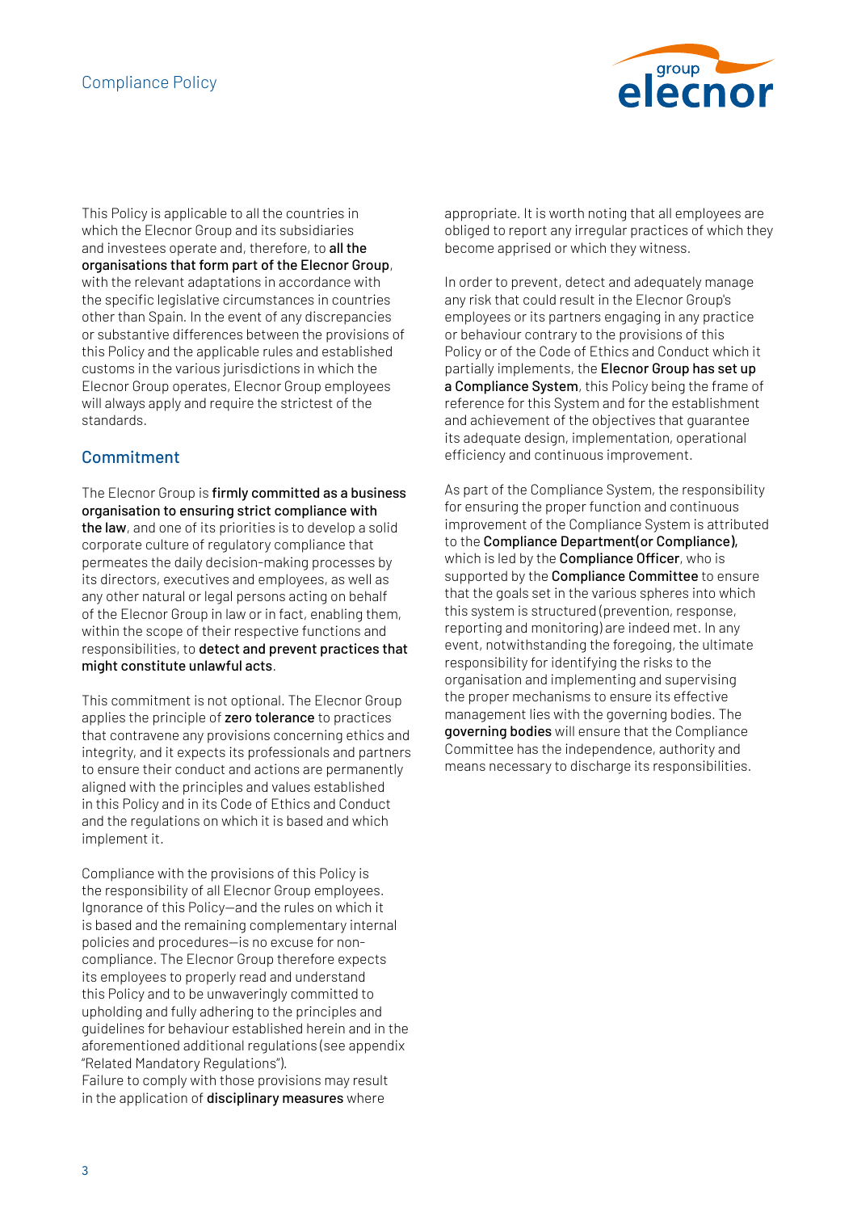This Policy is applicable to all the countries in which the Elecnor Group and its subsidiaries and investees operate and, therefore, to **all the organisations that form part of the Elecnor Group**, with the relevant adaptations in accordance with the specific legislative circumstances in countries other than Spain. In the event of any discrepancies or substantive differences between the provisions of this Policy and the applicable rules and established customs in the various jurisdictions in which the Elecnor Group operates, Elecnor Group employees will always apply and require the strictest of the standards.

## Commitment

The Elecnor Group is **firmly committed as a business organisation to ensuring strict compliance with the law**, and one of its priorities is to develop a solid corporate culture of regulatory compliance that permeates the daily decision-making processes by its directors, executives and employees, as well as any other natural or legal persons acting on behalf of the Elecnor Group in law or in fact, enabling them, within the scope of their respective functions and responsibilities, to **detect and prevent practices that might constitute unlawful acts**.

This commitment is not optional. The Elecnor Group applies the principle of **zero tolerance** to practices that contravene any provisions concerning ethics and integrity, and it expects its professionals and partners to ensure their conduct and actions are permanently aligned with the principles and values established in this Policy and in its Code of Ethics and Conduct and the regulations on which it is based and which implement it.

Compliance with the provisions of this Policy is the responsibility of all Elecnor Group employees. Ignorance of this Policy—and the rules on which it is based and the remaining complementary internal policies and procedures—is no excuse for non-compliance. The Elecnor Group therefore expects its employees to properly read and understand this Policy and to be unwaveringly committed to upholding and fully adhering to the principles and guidelines for behaviour established herein and in the aforementioned additional regulations (see appendix "Related Mandatory Regulations").
Failure to comply with those provisions may result in the application of **disciplinary measures** where appropriate. It is worth noting that all employees are obliged to report any irregular practices of which they become apprised or which they witness.

In order to prevent, detect and adequately manage any risk that could result in the Elecnor Group's employees or its partners engaging in any practice or behaviour contrary to the provisions of this Policy or of the Code of Ethics and Conduct which it partially implements, the **Elecnor Group has set up a Compliance System**, this Policy being the frame of reference for this System and for the establishment and achievement of the objectives that guarantee its adequate design, implementation, operational efficiency and continuous improvement.

As part of the Compliance System, the responsibility for ensuring the proper function and continuous improvement of the Compliance System is attributed to the **Compliance Department(or Compliance),** which is led by the **Compliance Officer**, who is supported by the **Compliance Committee** to ensure that the goals set in the various spheres into which this system is structured (prevention, response, reporting and monitoring) are indeed met. In any event, notwithstanding the foregoing, the ultimate responsibility for identifying the risks to the organisation and implementing and supervising the proper mechanisms to ensure its effective management lies with the governing bodies. The **governing bodies** will ensure that the Compliance Committee has the independence, authority and means necessary to discharge its responsibilities.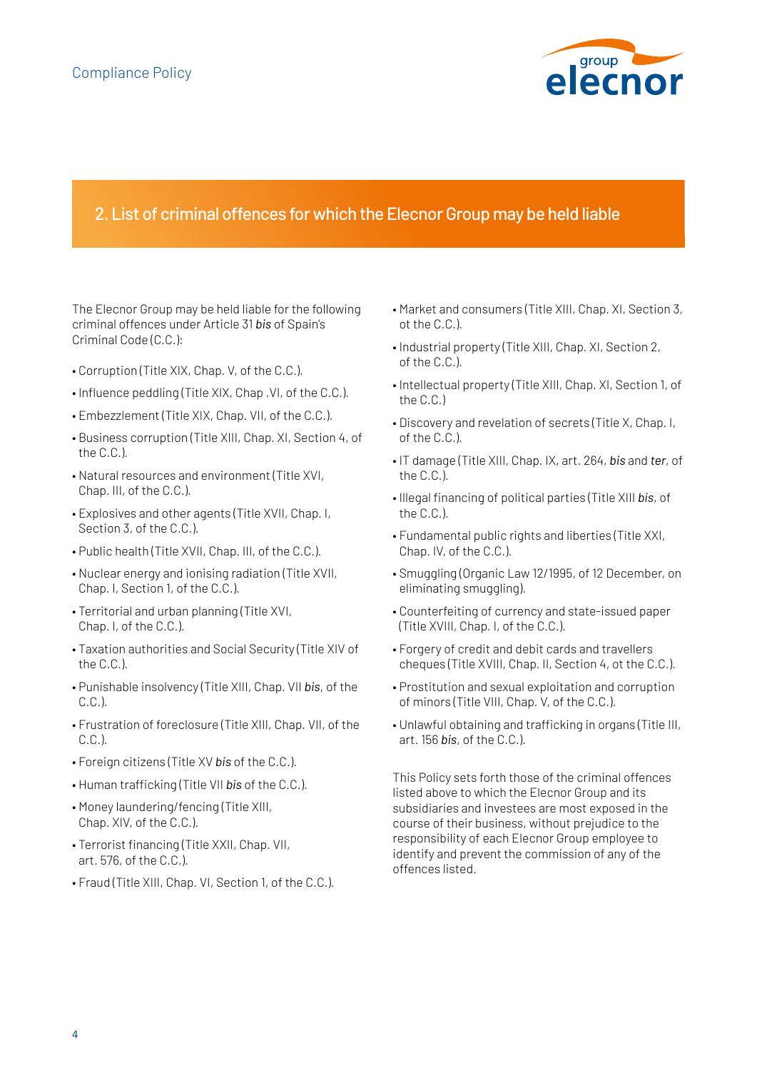## 2. List of criminal offences for which the Elecnor Group may be held liable

The Elecnor Group may be held liable for the following criminal offences under Article 31 *bis* of Spain's Criminal Code (C.C.):

- Corruption (Title XIX, Chap. V, of the C.C.).
- Influence peddling (Title XIX, Chap .VI, of the C.C.).
- Embezzlement (Title XIX, Chap. VII, of the C.C.).
- Business corruption (Title XIII, Chap. XI, Section 4, of the C.C.).
- Natural resources and environment (Title XVI, Chap. III, of the C.C.).
- Explosives and other agents (Title XVII, Chap. I, Section 3, of the C.C.).
- Public health (Title XVII, Chap. III, of the C.C.).
- Nuclear energy and ionising radiation (Title XVII, Chap. I, Section 1, of the C.C.).
- Territorial and urban planning (Title XVI, Chap. I, of the C.C.).
- Taxation authorities and Social Security (Title XIV of the C.C.).
- Punishable insolvency (Title XIII, Chap. VII *bis*, of the C.C.).
- Frustration of foreclosure (Title XIII, Chap. VII, of the C.C.).
- Foreign citizens (Title XV *bis* of the C.C.).
- Human trafficking (Title VII *bis* of the C.C.).
- Money laundering/fencing (Title XIII, Chap. XIV, of the C.C.).
- Terrorist financing (Title XXII, Chap. VII, art. 576, of the C.C.).
- Fraud (Title XIII, Chap. VI, Section 1, of the C.C.).
- Market and consumers (Title XIII, Chap. XI, Section 3, ot the C.C.).
- Industrial property (Title XIII, Chap. XI, Section 2, of the C.C.).
- Intellectual property (Title XIII, Chap. XI, Section 1, of the C.C.)
- Discovery and revelation of secrets (Title X, Chap. I, of the C.C.).
- IT damage (Title XIII, Chap. IX, art. 264, *bis* and *ter*, of the C.C.).
- Illegal financing of political parties (Title XIII *bis*, of the C.C.).
- Fundamental public rights and liberties (Title XXI, Chap. IV, of the C.C.).
- Smuggling (Organic Law 12/1995, of 12 December, on eliminating smuggling).
- Counterfeiting of currency and state-issued paper (Title XVIII, Chap. I, of the C.C.).
- Forgery of credit and debit cards and travellers cheques (Title XVIII, Chap. II, Section 4, ot the C.C.).
- Prostitution and sexual exploitation and corruption of minors (Title VIII, Chap. V, of the C.C.).
- Unlawful obtaining and trafficking in organs (Title III, art. 156 *bis*, of the C.C.).

This Policy sets forth those of the criminal offences listed above to which the Elecnor Group and its subsidiaries and investees are most exposed in the course of their business, without prejudice to the responsibility of each Elecnor Group employee to identify and prevent the commission of any of the offences listed.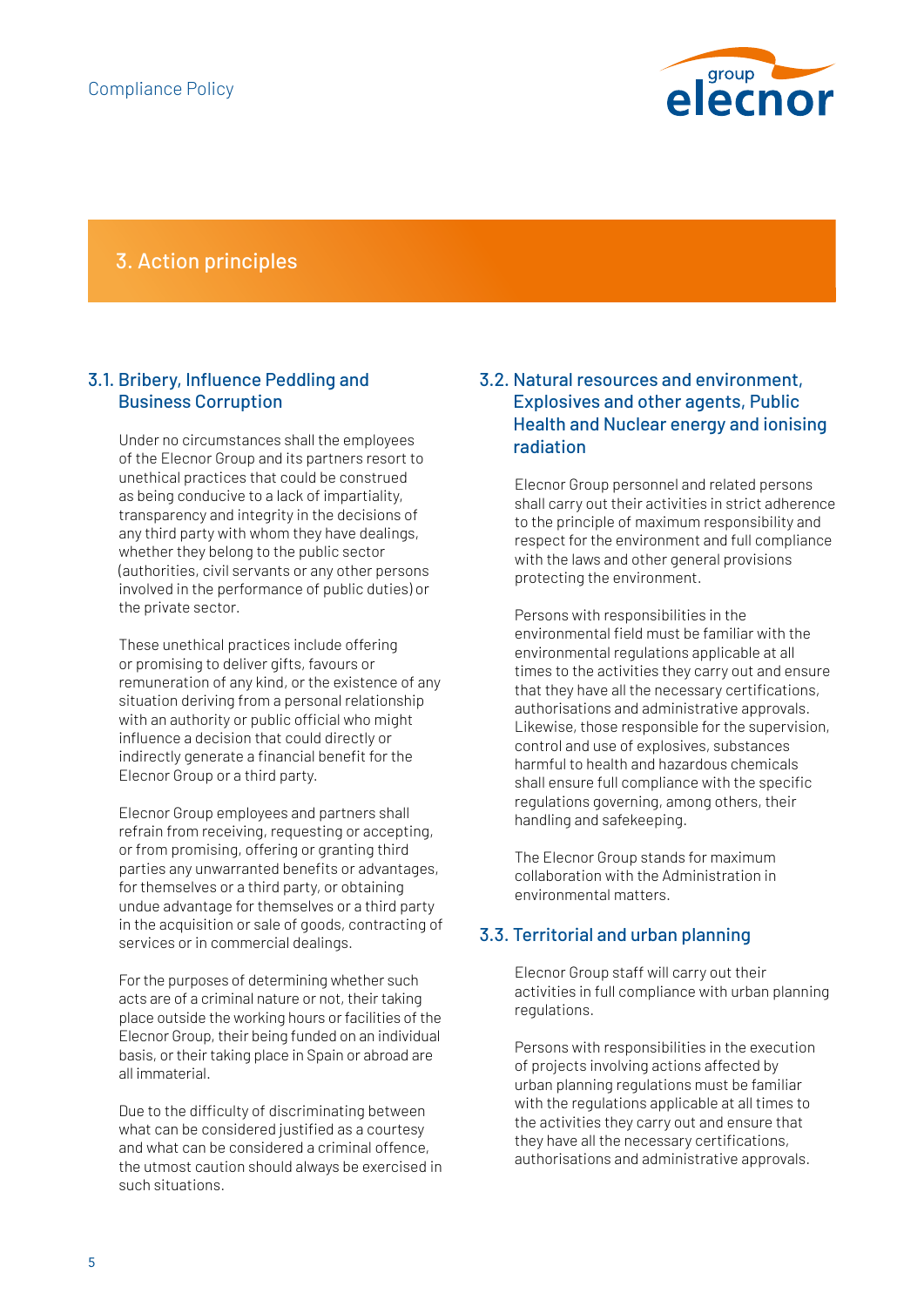## 3. Action principles

### 3.1. Bribery, Influence Peddling and Business Corruption

Under no circumstances shall the employees of the Elecnor Group and its partners resort to unethical practices that could be construed as being conducive to a lack of impartiality, transparency and integrity in the decisions of any third party with whom they have dealings, whether they belong to the public sector (authorities, civil servants or any other persons involved in the performance of public duties) or the private sector.

These unethical practices include offering or promising to deliver gifts, favours or remuneration of any kind, or the existence of any situation deriving from a personal relationship with an authority or public official who might influence a decision that could directly or indirectly generate a financial benefit for the Elecnor Group or a third party.

Elecnor Group employees and partners shall refrain from receiving, requesting or accepting, or from promising, offering or granting third parties any unwarranted benefits or advantages, for themselves or a third party, or obtaining undue advantage for themselves or a third party in the acquisition or sale of goods, contracting of services or in commercial dealings.

For the purposes of determining whether such acts are of a criminal nature or not, their taking place outside the working hours or facilities of the Elecnor Group, their being funded on an individual basis, or their taking place in Spain or abroad are all immaterial.

Due to the difficulty of discriminating between what can be considered justified as a courtesy and what can be considered a criminal offence, the utmost caution should always be exercised in such situations.

### 3.2. Natural resources and environment, Explosives and other agents, Public Health and Nuclear energy and ionising radiation

Elecnor Group personnel and related persons shall carry out their activities in strict adherence to the principle of maximum responsibility and respect for the environment and full compliance with the laws and other general provisions protecting the environment.

Persons with responsibilities in the environmental field must be familiar with the environmental regulations applicable at all times to the activities they carry out and ensure that they have all the necessary certifications, authorisations and administrative approvals. Likewise, those responsible for the supervision, control and use of explosives, substances harmful to health and hazardous chemicals shall ensure full compliance with the specific regulations governing, among others, their handling and safekeeping.

The Elecnor Group stands for maximum collaboration with the Administration in environmental matters.

### 3.3. Territorial and urban planning

Elecnor Group staff will carry out their activities in full compliance with urban planning regulations.

Persons with responsibilities in the execution of projects involving actions affected by urban planning regulations must be familiar with the regulations applicable at all times to the activities they carry out and ensure that they have all the necessary certifications, authorisations and administrative approvals.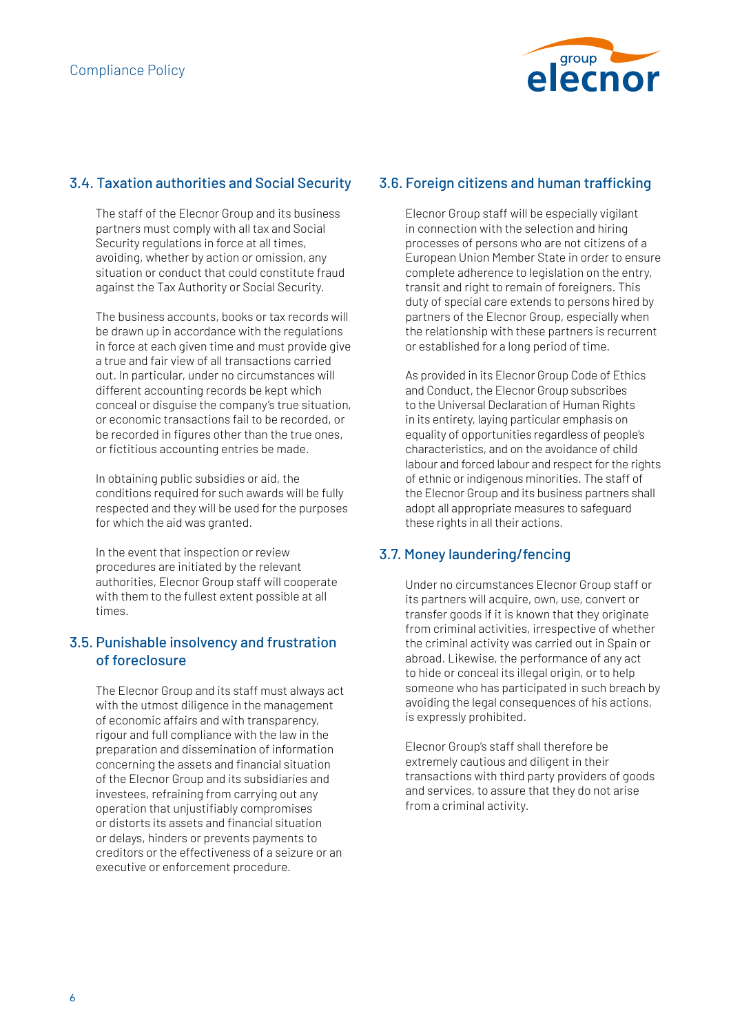## 3.4. Taxation authorities and Social Security

The staff of the Elecnor Group and its business partners must comply with all tax and Social Security regulations in force at all times, avoiding, whether by action or omission, any situation or conduct that could constitute fraud against the Tax Authority or Social Security.

The business accounts, books or tax records will be drawn up in accordance with the regulations in force at each given time and must provide give a true and fair view of all transactions carried out. In particular, under no circumstances will different accounting records be kept which conceal or disguise the company's true situation, or economic transactions fail to be recorded, or be recorded in figures other than the true ones, or fictitious accounting entries be made.

In obtaining public subsidies or aid, the conditions required for such awards will be fully respected and they will be used for the purposes for which the aid was granted.

In the event that inspection or review procedures are initiated by the relevant authorities, Elecnor Group staff will cooperate with them to the fullest extent possible at all times.

## 3.5. Punishable insolvency and frustration of foreclosure

The Elecnor Group and its staff must always act with the utmost diligence in the management of economic affairs and with transparency, rigour and full compliance with the law in the preparation and dissemination of information concerning the assets and financial situation of the Elecnor Group and its subsidiaries and investees, refraining from carrying out any operation that unjustifiably compromises or distorts its assets and financial situation or delays, hinders or prevents payments to creditors or the effectiveness of a seizure or an executive or enforcement procedure.

## 3.6. Foreign citizens and human trafficking

Elecnor Group staff will be especially vigilant in connection with the selection and hiring processes of persons who are not citizens of a European Union Member State in order to ensure complete adherence to legislation on the entry, transit and right to remain of foreigners. This duty of special care extends to persons hired by partners of the Elecnor Group, especially when the relationship with these partners is recurrent or established for a long period of time.

As provided in its Elecnor Group Code of Ethics and Conduct, the Elecnor Group subscribes to the Universal Declaration of Human Rights in its entirety, laying particular emphasis on equality of opportunities regardless of people's characteristics, and on the avoidance of child labour and forced labour and respect for the rights of ethnic or indigenous minorities. The staff of the Elecnor Group and its business partners shall adopt all appropriate measures to safeguard these rights in all their actions.

## 3.7. Money laundering/fencing

Under no circumstances Elecnor Group staff or its partners will acquire, own, use, convert or transfer goods if it is known that they originate from criminal activities, irrespective of whether the criminal activity was carried out in Spain or abroad. Likewise, the performance of any act to hide or conceal its illegal origin, or to help someone who has participated in such breach by avoiding the legal consequences of his actions, is expressly prohibited.

Elecnor Group's staff shall therefore be extremely cautious and diligent in their transactions with third party providers of goods and services, to assure that they do not arise from a criminal activity.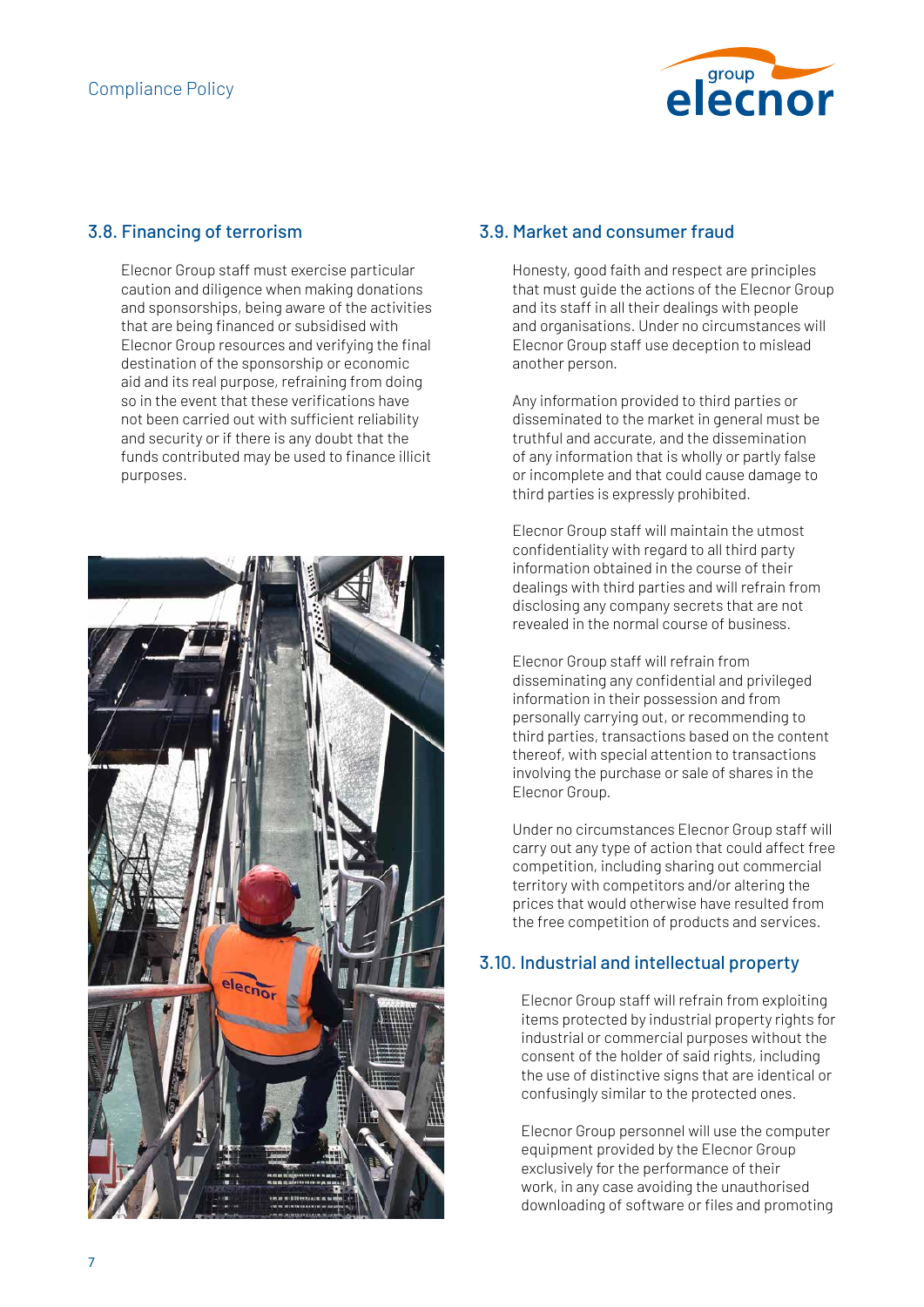### 3.8. Financing of terrorism

Elecnor Group staff must exercise particular caution and diligence when making donations and sponsorships, being aware of the activities that are being financed or subsidised with Elecnor Group resources and verifying the final destination of the sponsorship or economic aid and its real purpose, refraining from doing so in the event that these verifications have not been carried out with sufficient reliability and security or if there is any doubt that the funds contributed may be used to finance illicit purposes.

### 3.9. Market and consumer fraud

Honesty, good faith and respect are principles that must guide the actions of the Elecnor Group and its staff in all their dealings with people and organisations. Under no circumstances will Elecnor Group staff use deception to mislead another person.

Any information provided to third parties or disseminated to the market in general must be truthful and accurate, and the dissemination of any information that is wholly or partly false or incomplete and that could cause damage to third parties is expressly prohibited.

Elecnor Group staff will maintain the utmost confidentiality with regard to all third party information obtained in the course of their dealings with third parties and will refrain from disclosing any company secrets that are not revealed in the normal course of business.

Elecnor Group staff will refrain from disseminating any confidential and privileged information in their possession and from personally carrying out, or recommending to third parties, transactions based on the content thereof, with special attention to transactions involving the purchase or sale of shares in the Elecnor Group.

Under no circumstances Elecnor Group staff will carry out any type of action that could affect free competition, including sharing out commercial territory with competitors and/or altering the prices that would otherwise have resulted from the free competition of products and services.

### 3.10. Industrial and intellectual property

Elecnor Group staff will refrain from exploiting items protected by industrial property rights for industrial or commercial purposes without the consent of the holder of said rights, including the use of distinctive signs that are identical or confusingly similar to the protected ones.

Elecnor Group personnel will use the computer equipment provided by the Elecnor Group exclusively for the performance of their work, in any case avoiding the unauthorised downloading of software or files and promoting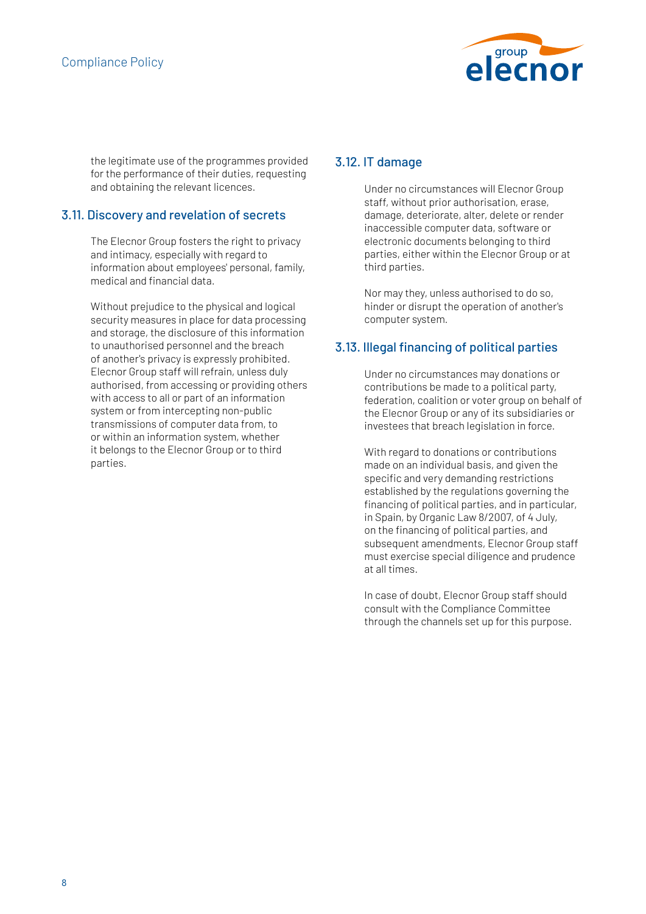the legitimate use of the programmes provided for the performance of their duties, requesting and obtaining the relevant licences.

## 3.11. Discovery and revelation of secrets

The Elecnor Group fosters the right to privacy and intimacy, especially with regard to information about employees' personal, family, medical and financial data.

Without prejudice to the physical and logical security measures in place for data processing and storage, the disclosure of this information to unauthorised personnel and the breach of another's privacy is expressly prohibited. Elecnor Group staff will refrain, unless duly authorised, from accessing or providing others with access to all or part of an information system or from intercepting non-public transmissions of computer data from, to or within an information system, whether it belongs to the Elecnor Group or to third parties.

## 3.12. IT damage

Under no circumstances will Elecnor Group staff, without prior authorisation, erase, damage, deteriorate, alter, delete or render inaccessible computer data, software or electronic documents belonging to third parties, either within the Elecnor Group or at third parties.

Nor may they, unless authorised to do so, hinder or disrupt the operation of another's computer system.

## 3.13. Illegal financing of political parties

Under no circumstances may donations or contributions be made to a political party, federation, coalition or voter group on behalf of the Elecnor Group or any of its subsidiaries or investees that breach legislation in force.

With regard to donations or contributions made on an individual basis, and given the specific and very demanding restrictions established by the regulations governing the financing of political parties, and in particular, in Spain, by Organic Law 8/2007, of 4 July, on the financing of political parties, and subsequent amendments, Elecnor Group staff must exercise special diligence and prudence at all times.

In case of doubt, Elecnor Group staff should consult with the Compliance Committee through the channels set up for this purpose.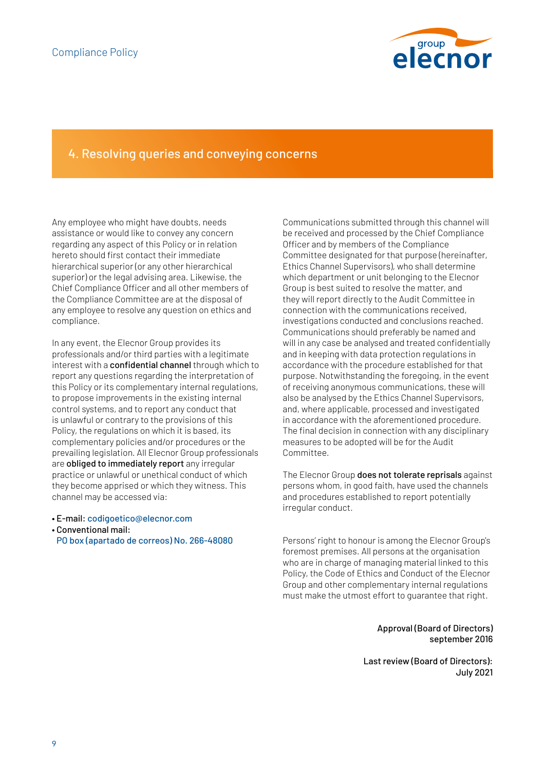## 4. Resolving queries and conveying concerns

Any employee who might have doubts, needs assistance or would like to convey any concern regarding any aspect of this Policy or in relation hereto should first contact their immediate hierarchical superior (or any other hierarchical superior) or the legal advising area. Likewise, the Chief Compliance Officer and all other members of the Compliance Committee are at the disposal of any employee to resolve any question on ethics and compliance.

In any event, the Elecnor Group provides its professionals and/or third parties with a legitimate interest with a **confidential channel** through which to report any questions regarding the interpretation of this Policy or its complementary internal regulations, to propose improvements in the existing internal control systems, and to report any conduct that is unlawful or contrary to the provisions of this Policy, the regulations on which it is based, its complementary policies and/or procedures or the prevailing legislation. All Elecnor Group professionals are **obliged to immediately report** any irregular practice or unlawful or unethical conduct of which they become apprised or which they witness. This channel may be accessed via:

- **E-mail:** codigoetico@elecnor.com
- **Conventional mail:**
  PO box (apartado de correos) No. 266-48080

Communications submitted through this channel will be received and processed by the Chief Compliance Officer and by members of the Compliance Committee designated for that purpose (hereinafter, Ethics Channel Supervisors), who shall determine which department or unit belonging to the Elecnor Group is best suited to resolve the matter, and they will report directly to the Audit Committee in connection with the communications received, investigations conducted and conclusions reached. Communications should preferably be named and will in any case be analysed and treated confidentially and in keeping with data protection regulations in accordance with the procedure established for that purpose. Notwithstanding the foregoing, in the event of receiving anonymous communications, these will also be analysed by the Ethics Channel Supervisors, and, where applicable, processed and investigated in accordance with the aforementioned procedure. The final decision in connection with any disciplinary measures to be adopted will be for the Audit Committee.

The Elecnor Group **does not tolerate reprisals** against persons whom, in good faith, have used the channels and procedures established to report potentially irregular conduct.

Persons' right to honour is among the Elecnor Group's foremost premises. All persons at the organisation who are in charge of managing material linked to this Policy, the Code of Ethics and Conduct of the Elecnor Group and other complementary internal regulations must make the utmost effort to guarantee that right.

**Approval (Board of Directors)**
**september 2016**

**Last review (Board of Directors):**
**July 2021**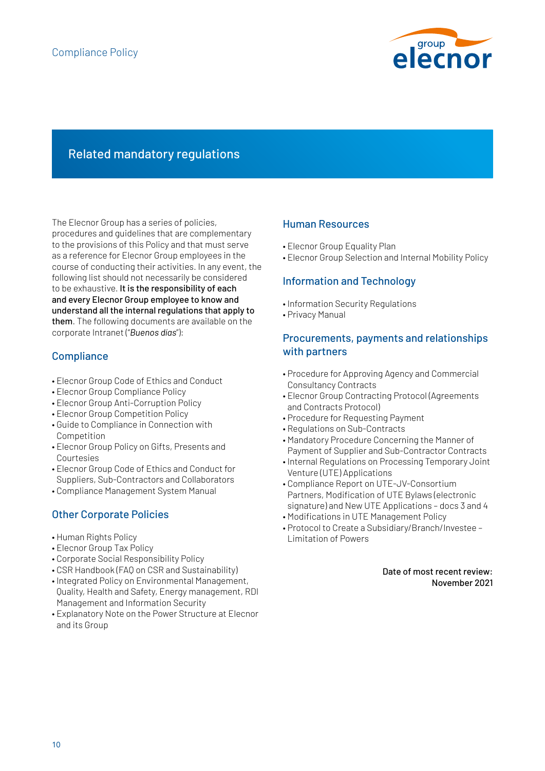## Related mandatory regulations

The Elecnor Group has a series of policies, procedures and guidelines that are complementary to the provisions of this Policy and that must serve as a reference for Elecnor Group employees in the course of conducting their activities. In any event, the following list should not necessarily be considered to be exhaustive. **It is the responsibility of each and every Elecnor Group employee to know and understand all the internal regulations that apply to them**. The following documents are available on the corporate Intranet ("*Buenos días*"):

### Compliance

- Elecnor Group Code of Ethics and Conduct
- Elecnor Group Compliance Policy
- Elecnor Group Anti-Corruption Policy
- Elecnor Group Competition Policy
- Guide to Compliance in Connection with Competition
- Elecnor Group Policy on Gifts, Presents and Courtesies
- Elecnor Group Code of Ethics and Conduct for Suppliers, Sub-Contractors and Collaborators
- Compliance Management System Manual

### Other Corporate Policies

- Human Rights Policy
- Elecnor Group Tax Policy
- Corporate Social Responsibility Policy
- CSR Handbook (FAQ on CSR and Sustainability)
- Integrated Policy on Environmental Management, Quality, Health and Safety, Energy management, RDI Management and Information Security
- Explanatory Note on the Power Structure at Elecnor and its Group

### Human Resources

- Elecnor Group Equality Plan
- Elecnor Group Selection and Internal Mobility Policy

### Information and Technology

- Information Security Regulations
- Privacy Manual

### Procurements, payments and relationships with partners

- Procedure for Approving Agency and Commercial Consultancy Contracts
- Elecnor Group Contracting Protocol (Agreements and Contracts Protocol)
- Procedure for Requesting Payment
- Regulations on Sub-Contracts
- Mandatory Procedure Concerning the Manner of Payment of Supplier and Sub-Contractor Contracts
- Internal Regulations on Processing Temporary Joint Venture (UTE) Applications
- Compliance Report on UTE-JV-Consortium Partners, Modification of UTE Bylaws (electronic signature) and New UTE Applications – docs 3 and 4
- Modifications in UTE Management Policy
- Protocol to Create a Subsidiary/Branch/Investee – Limitation of Powers

Date of most recent review: November 2021